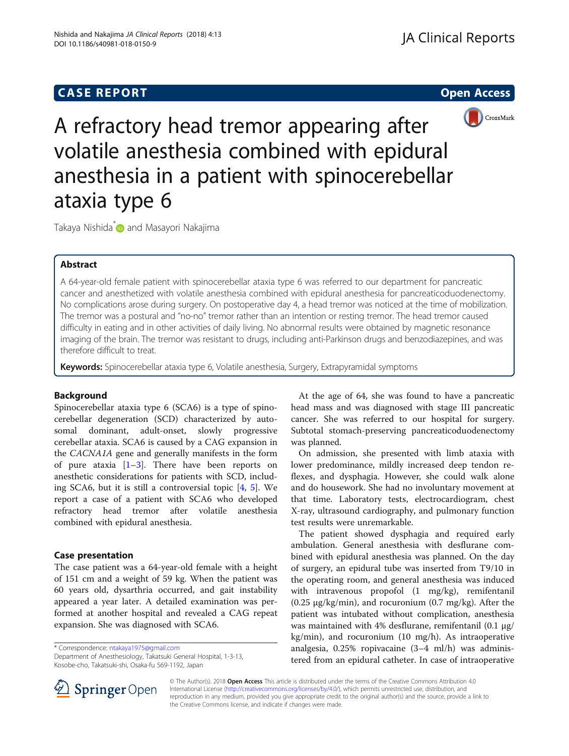# CASE REPORT

# A refractory head tremor appearing after volatile anesthesia combined with epidural anesthesia in a patient with spinocerebellar ataxia type 6

Takaya Nishida[*] and Masayori Nakajima

## Abstract

A 64-year-old female patient with spinocerebellar ataxia type 6 was referred to our department for pancreatic cancer and anesthetized with volatile anesthesia combined with epidural anesthesia for pancreaticoduodenectomy. No complications arose during surgery. On postoperative day 4, a head tremor was noticed at the time of mobilization. The tremor was a postural and "no-no" tremor rather than an intention or resting tremor. The head tremor caused difficulty in eating and in other activities of daily living. No abnormal results were obtained by magnetic resonance imaging of the brain. The tremor was resistant to drugs, including anti-Parkinson drugs and benzodiazepines, and was therefore difficult to treat.

**Keywords:** Spinocerebellar ataxia type 6, Volatile anesthesia, Surgery, Extrapyramidal symptoms

## Background

Spinocerebellar ataxia type 6 (SCA6) is a type of spinocerebellar degeneration (SCD) characterized by autosomal dominant, adult-onset, slowly progressive cerebellar ataxia. SCA6 is caused by a CAG expansion in the *CACNA1A* gene and generally manifests in the form of pure ataxia [1–3]. There have been reports on anesthetic considerations for patients with SCD, including SCA6, but it is still a controversial topic [4, 5]. We report a case of a patient with SCA6 who developed refractory head tremor after volatile anesthesia combined with epidural anesthesia.

## Case presentation

The case patient was a 64-year-old female with a height of 151 cm and a weight of 59 kg. When the patient was 60 years old, dysarthria occurred, and gait instability appeared a year later. A detailed examination was performed at another hospital and revealed a CAG repeat expansion. She was diagnosed with SCA6.

At the age of 64, she was found to have a pancreatic head mass and was diagnosed with stage III pancreatic cancer. She was referred to our hospital for surgery. Subtotal stomach-preserving pancreaticoduodenectomy was planned.

On admission, she presented with limb ataxia with lower predominance, mildly increased deep tendon reflexes, and dysphagia. However, she could walk alone and do housework. She had no involuntary movement at that time. Laboratory tests, electrocardiogram, chest X-ray, ultrasound cardiography, and pulmonary function test results were unremarkable.

The patient showed dysphagia and required early ambulation. General anesthesia with desflurane combined with epidural anesthesia was planned. On the day of surgery, an epidural tube was inserted from T9/10 in the operating room, and general anesthesia was induced with intravenous propofol (1 mg/kg), remifentanil (0.25 μg/kg/min), and rocuronium (0.7 mg/kg). After the patient was intubated without complication, anesthesia was maintained with 4% desflurane, remifentanil (0.1 μg/kg/min), and rocuronium (10 mg/h). As intraoperative analgesia, 0.25% ropivacaine (3–4 ml/h) was administered from an epidural catheter. In case of intraoperative

---

* Correspondence: ntakaya1975@gmail.com
Department of Anesthesiology, Takatsuki General Hospital, 1-3-13, Kosobe-cho, Takatsuki-shi, Osaka-fu 569-1192, Japan

© The Author(s). 2018 **Open Access** This article is distributed under the terms of the Creative Commons Attribution 4.0 International License (http://creativecommons.org/licenses/by/4.0/), which permits unrestricted use, distribution, and reproduction in any medium, provided you give appropriate credit to the original author(s) and the source, provide a link to the Creative Commons license, and indicate if changes were made.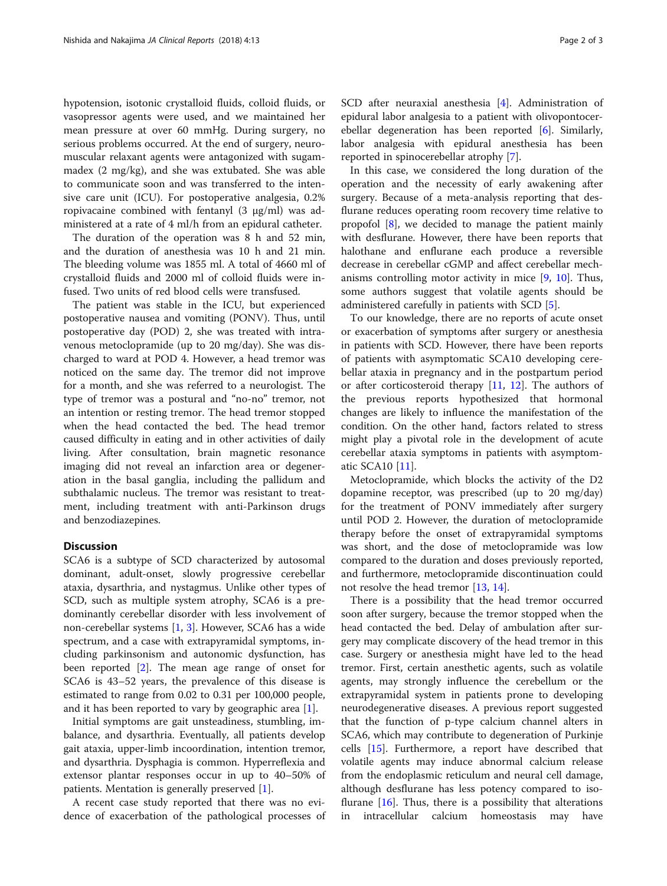hypotension, isotonic crystalloid fluids, colloid fluids, or vasopressor agents were used, and we maintained her mean pressure at over 60 mmHg. During surgery, no serious problems occurred. At the end of surgery, neuromuscular relaxant agents were antagonized with sugammadex (2 mg/kg), and she was extubated. She was able to communicate soon and was transferred to the intensive care unit (ICU). For postoperative analgesia, 0.2% ropivacaine combined with fentanyl (3 μg/ml) was administered at a rate of 4 ml/h from an epidural catheter.

The duration of the operation was 8 h and 52 min, and the duration of anesthesia was 10 h and 21 min. The bleeding volume was 1855 ml. A total of 4660 ml of crystalloid fluids and 2000 ml of colloid fluids were infused. Two units of red blood cells were transfused.

The patient was stable in the ICU, but experienced postoperative nausea and vomiting (PONV). Thus, until postoperative day (POD) 2, she was treated with intravenous metoclopramide (up to 20 mg/day). She was discharged to ward at POD 4. However, a head tremor was noticed on the same day. The tremor did not improve for a month, and she was referred to a neurologist. The type of tremor was a postural and "no-no" tremor, not an intention or resting tremor. The head tremor stopped when the head contacted the bed. The head tremor caused difficulty in eating and in other activities of daily living. After consultation, brain magnetic resonance imaging did not reveal an infarction area or degeneration in the basal ganglia, including the pallidum and subthalamic nucleus. The tremor was resistant to treatment, including treatment with anti-Parkinson drugs and benzodiazepines.

## Discussion

SCA6 is a subtype of SCD characterized by autosomal dominant, adult-onset, slowly progressive cerebellar ataxia, dysarthria, and nystagmus. Unlike other types of SCD, such as multiple system atrophy, SCA6 is a predominantly cerebellar disorder with less involvement of non-cerebellar systems [1, 3]. However, SCA6 has a wide spectrum, and a case with extrapyramidal symptoms, including parkinsonism and autonomic dysfunction, has been reported [2]. The mean age range of onset for SCA6 is 43–52 years, the prevalence of this disease is estimated to range from 0.02 to 0.31 per 100,000 people, and it has been reported to vary by geographic area [1].

Initial symptoms are gait unsteadiness, stumbling, imbalance, and dysarthria. Eventually, all patients develop gait ataxia, upper-limb incoordination, intention tremor, and dysarthria. Dysphagia is common. Hyperreflexia and extensor plantar responses occur in up to 40–50% of patients. Mentation is generally preserved [1].

A recent case study reported that there was no evidence of exacerbation of the pathological processes of SCD after neuraxial anesthesia [4]. Administration of epidural labor analgesia to a patient with olivopontocerebellar degeneration has been reported [6]. Similarly, labor analgesia with epidural anesthesia has been reported in spinocerebellar atrophy [7].

In this case, we considered the long duration of the operation and the necessity of early awakening after surgery. Because of a meta-analysis reporting that desflurane reduces operating room recovery time relative to propofol [8], we decided to manage the patient mainly with desflurane. However, there have been reports that halothane and enflurane each produce a reversible decrease in cerebellar cGMP and affect cerebellar mechanisms controlling motor activity in mice [9, 10]. Thus, some authors suggest that volatile agents should be administered carefully in patients with SCD [5].

To our knowledge, there are no reports of acute onset or exacerbation of symptoms after surgery or anesthesia in patients with SCD. However, there have been reports of patients with asymptomatic SCA10 developing cerebellar ataxia in pregnancy and in the postpartum period or after corticosteroid therapy [11, 12]. The authors of the previous reports hypothesized that hormonal changes are likely to influence the manifestation of the condition. On the other hand, factors related to stress might play a pivotal role in the development of acute cerebellar ataxia symptoms in patients with asymptomatic SCA10 [11].

Metoclopramide, which blocks the activity of the D2 dopamine receptor, was prescribed (up to 20 mg/day) for the treatment of PONV immediately after surgery until POD 2. However, the duration of metoclopramide therapy before the onset of extrapyramidal symptoms was short, and the dose of metoclopramide was low compared to the duration and doses previously reported, and furthermore, metoclopramide discontinuation could not resolve the head tremor [13, 14].

There is a possibility that the head tremor occurred soon after surgery, because the tremor stopped when the head contacted the bed. Delay of ambulation after surgery may complicate discovery of the head tremor in this case. Surgery or anesthesia might have led to the head tremor. First, certain anesthetic agents, such as volatile agents, may strongly influence the cerebellum or the extrapyramidal system in patients prone to developing neurodegenerative diseases. A previous report suggested that the function of p-type calcium channel alters in SCA6, which may contribute to degeneration of Purkinje cells [15]. Furthermore, a report have described that volatile agents may induce abnormal calcium release from the endoplasmic reticulum and neural cell damage, although desflurane has less potency compared to isoflurane [16]. Thus, there is a possibility that alterations in intracellular calcium homeostasis may have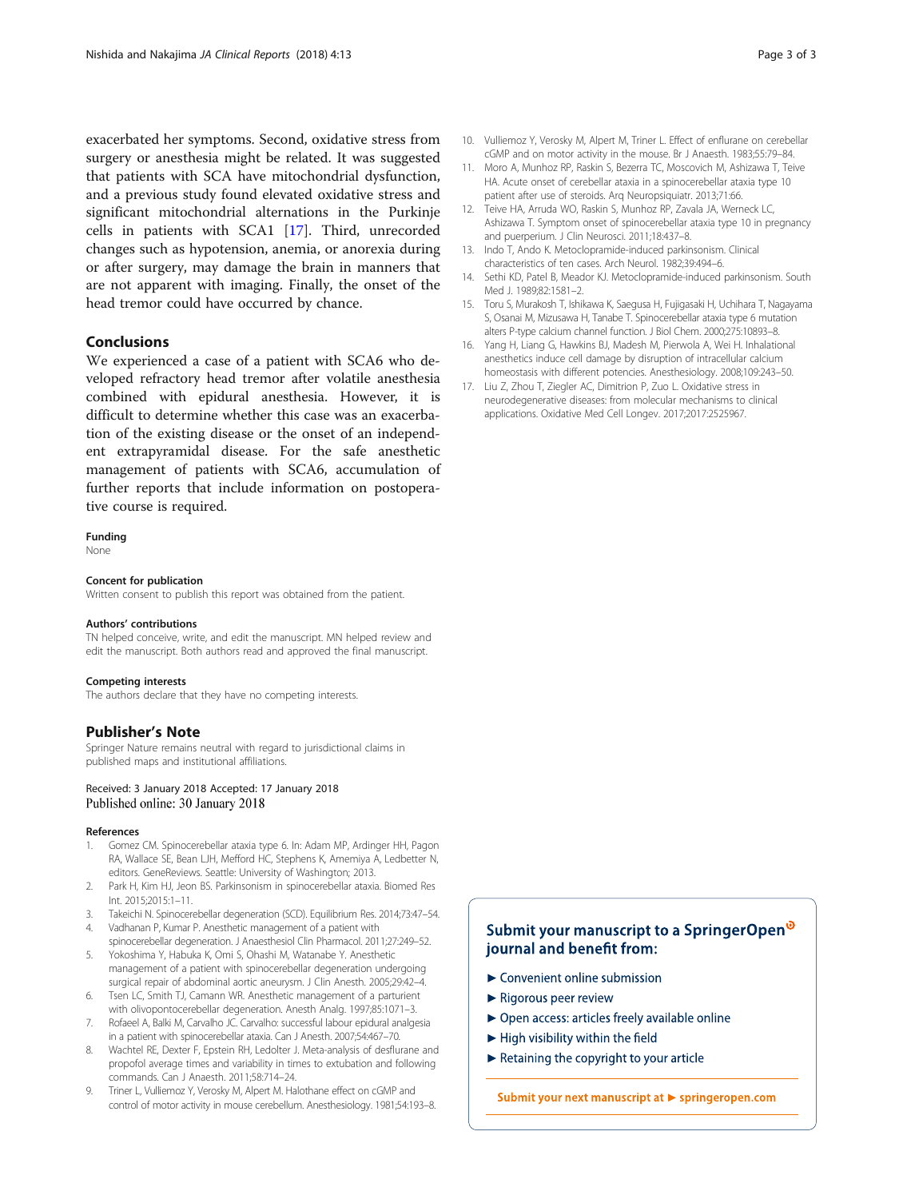exacerbated her symptoms. Second, oxidative stress from surgery or anesthesia might be related. It was suggested that patients with SCA have mitochondrial dysfunction, and a previous study found elevated oxidative stress and significant mitochondrial alternations in the Purkinje cells in patients with SCA1 [17]. Third, unrecorded changes such as hypotension, anemia, or anorexia during or after surgery, may damage the brain in manners that are not apparent with imaging. Finally, the onset of the head tremor could have occurred by chance.

## Conclusions

We experienced a case of a patient with SCA6 who developed refractory head tremor after volatile anesthesia combined with epidural anesthesia. However, it is difficult to determine whether this case was an exacerbation of the existing disease or the onset of an independent extrapyramidal disease. For the safe anesthetic management of patients with SCA6, accumulation of further reports that include information on postoperative course is required.

#### Funding

None

#### Concent for publication

Written consent to publish this report was obtained from the patient.

#### Authors' contributions

TN helped conceive, write, and edit the manuscript. MN helped review and edit the manuscript. Both authors read and approved the final manuscript.

#### Competing interests

The authors declare that they have no competing interests.

### Publisher's Note

Springer Nature remains neutral with regard to jurisdictional claims in published maps and institutional affiliations.

Received: 3 January 2018 Accepted: 17 January 2018
Published online: 30 January 2018

#### References

1. Gomez CM. Spinocerebellar ataxia type 6. In: Adam MP, Ardinger HH, Pagon RA, Wallace SE, Bean LJH, Mefford HC, Stephens K, Amemiya A, Ledbetter N, editors. GeneReviews. Seattle: University of Washington; 2013.
2. Park H, Kim HJ, Jeon BS. Parkinsonism in spinocerebellar ataxia. Biomed Res Int. 2015;2015:1–11.
3. Takeichi N. Spinocerebellar degeneration (SCD). Equilibrium Res. 2014;73:47–54.
4. Vadhanan P, Kumar P. Anesthetic management of a patient with spinocerebellar degeneration. J Anaesthesiol Clin Pharmacol. 2011;27:249–52.
5. Yokoshima Y, Habuka K, Omi S, Ohashi M, Watanabe Y. Anesthetic management of a patient with spinocerebellar degeneration undergoing surgical repair of abdominal aortic aneurysm. J Clin Anesth. 2005;29:42–4.
6. Tsen LC, Smith TJ, Camann WR. Anesthetic management of a parturient with olivopontocerebellar degeneration. Anesth Analg. 1997;85:1071–3.
7. Rofaeel A, Balki M, Carvalho JC. Carvalho: successful labour epidural analgesia in a patient with spinocerebellar ataxia. Can J Anesth. 2007;54:467–70.
8. Wachtel RE, Dexter F, Epstein RH, Ledolter J. Meta-analysis of desflurane and propofol average times and variability in times to extubation and following commands. Can J Anaesth. 2011;58:714–24.
9. Triner L, Vulliemoz Y, Verosky M, Alpert M. Halothane effect on cGMP and control of motor activity in mouse cerebellum. Anesthesiology. 1981;54:193–8.
10. Vulliemoz Y, Verosky M, Alpert M, Triner L. Effect of enflurane on cerebellar cGMP and on motor activity in the mouse. Br J Anaesth. 1983;55:79–84.
11. Moro A, Munhoz RP, Raskin S, Bezerra TC, Moscovich M, Ashizawa T, Teive HA. Acute onset of cerebellar ataxia in a spinocerebellar ataxia type 10 patient after use of steroids. Arq Neuropsiquiatr. 2013;71:66.
12. Teive HA, Arruda WO, Raskin S, Munhoz RP, Zavala JA, Werneck LC, Ashizawa T. Symptom onset of spinocerebellar ataxia type 10 in pregnancy and puerperium. J Clin Neurosci. 2011;18:437–8.
13. Indo T, Ando K. Metoclopramide-induced parkinsonism. Clinical characteristics of ten cases. Arch Neurol. 1982;39:494–6.
14. Sethi KD, Patel B, Meador KJ. Metoclopramide-induced parkinsonism. South Med J. 1989;82:1581–2.
15. Toru S, Murakosh T, Ishikawa K, Saegusa H, Fujigasaki H, Uchihara T, Nagayama S, Osanai M, Mizusawa H, Tanabe T. Spinocerebellar ataxia type 6 mutation alters P-type calcium channel function. J Biol Chem. 2000;275:10893–8.
16. Yang H, Liang G, Hawkins BJ, Madesh M, Pierwola A, Wei H. Inhalational anesthetics induce cell damage by disruption of intracellular calcium homeostasis with different potencies. Anesthesiology. 2008;109:243–50.
17. Liu Z, Zhou T, Ziegler AC, Dimitrion P, Zuo L. Oxidative stress in neurodegenerative diseases: from molecular mechanisms to clinical applications. Oxidative Med Cell Longev. 2017;2017:2525967.